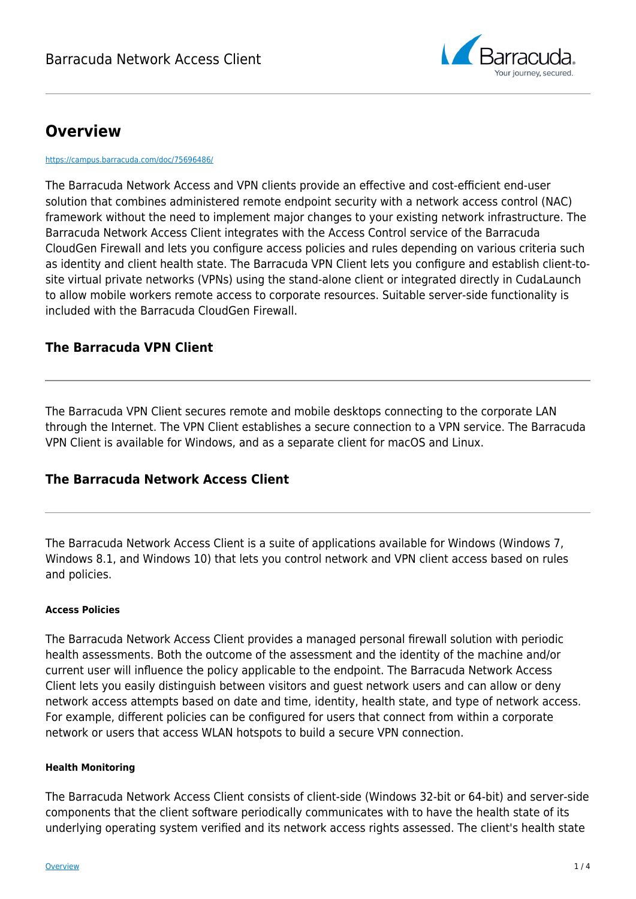# Overview

https://campus.barracuda.com/doc/75696486/

The Barracuda Network Access and VPN clients provide an effective and cost-efficient end-user solution that combines administered remote endpoint security with a network access control (NAC) framework without the need to implement major changes to your existing network infrastructure. The Barracuda Network Access Client integrates with the Access Control service of the Barracuda CloudGen Firewall and lets you configure access policies and rules depending on various criteria such as identity and client health state. The Barracuda VPN Client lets you configure and establish client-to-site virtual private networks (VPNs) using the stand-alone client or integrated directly in CudaLaunch to allow mobile workers remote access to corporate resources. Suitable server-side functionality is included with the Barracuda CloudGen Firewall.

## The Barracuda VPN Client

The Barracuda VPN Client secures remote and mobile desktops connecting to the corporate LAN through the Internet. The VPN Client establishes a secure connection to a VPN service. The Barracuda VPN Client is available for Windows, and as a separate client for macOS and Linux.

## The Barracuda Network Access Client

The Barracuda Network Access Client is a suite of applications available for Windows (Windows 7, Windows 8.1, and Windows 10) that lets you control network and VPN client access based on rules and policies.

#### Access Policies

The Barracuda Network Access Client provides a managed personal firewall solution with periodic health assessments. Both the outcome of the assessment and the identity of the machine and/or current user will influence the policy applicable to the endpoint. The Barracuda Network Access Client lets you easily distinguish between visitors and guest network users and can allow or deny network access attempts based on date and time, identity, health state, and type of network access. For example, different policies can be configured for users that connect from within a corporate network or users that access WLAN hotspots to build a secure VPN connection.

#### Health Monitoring

The Barracuda Network Access Client consists of client-side (Windows 32-bit or 64-bit) and server-side components that the client software periodically communicates with to have the health state of its underlying operating system verified and its network access rights assessed. The client's health state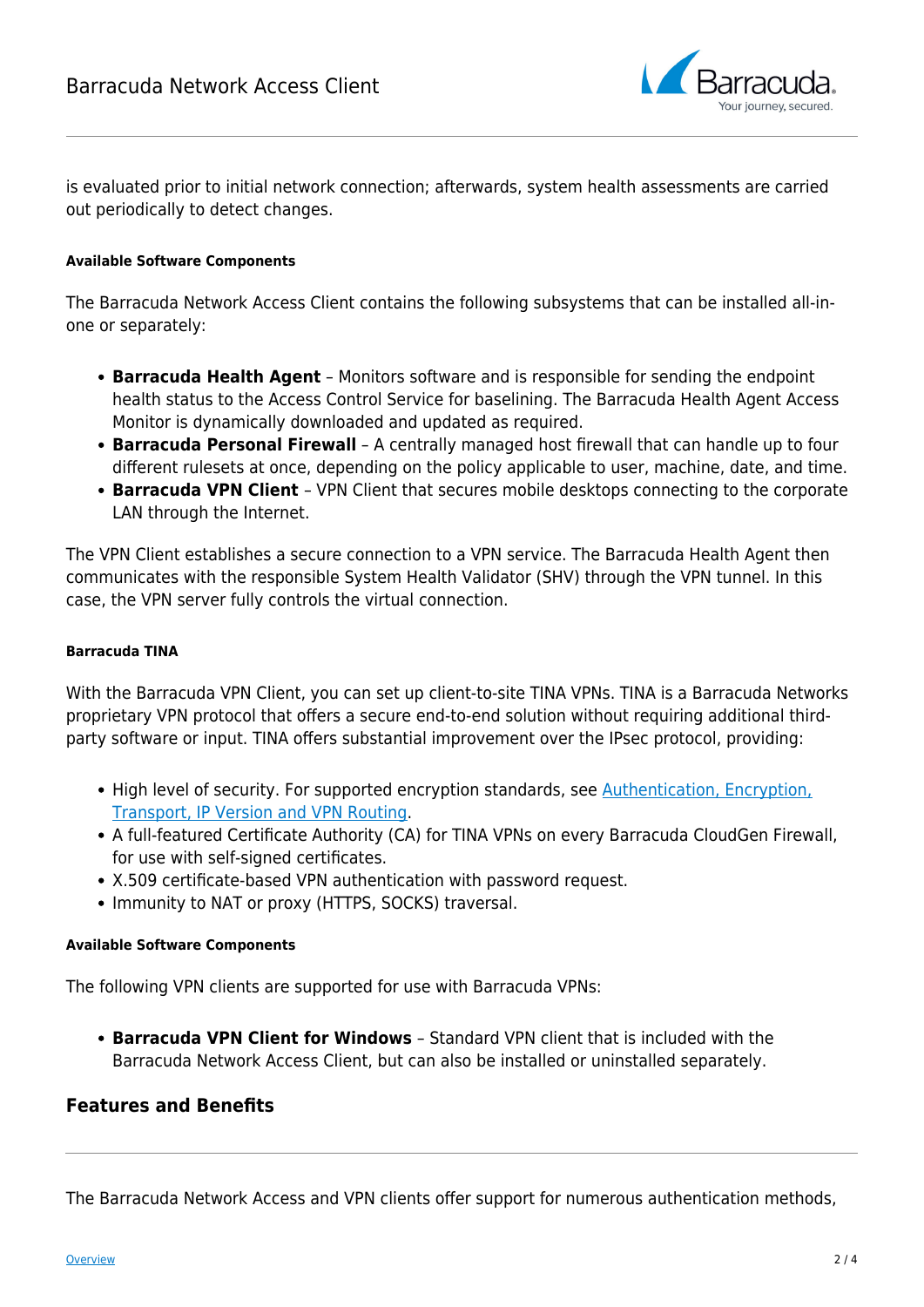is evaluated prior to initial network connection; afterwards, system health assessments are carried out periodically to detect changes.

#### Available Software Components

The Barracuda Network Access Client contains the following subsystems that can be installed all-in-one or separately:

- **Barracuda Health Agent** – Monitors software and is responsible for sending the endpoint health status to the Access Control Service for baselining. The Barracuda Health Agent Access Monitor is dynamically downloaded and updated as required.
- **Barracuda Personal Firewall** – A centrally managed host firewall that can handle up to four different rulesets at once, depending on the policy applicable to user, machine, date, and time.
- **Barracuda VPN Client** – VPN Client that secures mobile desktops connecting to the corporate LAN through the Internet.

The VPN Client establishes a secure connection to a VPN service. The Barracuda Health Agent then communicates with the responsible System Health Validator (SHV) through the VPN tunnel. In this case, the VPN server fully controls the virtual connection.

#### Barracuda TINA

With the Barracuda VPN Client, you can set up client-to-site TINA VPNs. TINA is a Barracuda Networks proprietary VPN protocol that offers a secure end-to-end solution without requiring additional third-party software or input. TINA offers substantial improvement over the IPsec protocol, providing:

- High level of security. For supported encryption standards, see Authentication, Encryption, Transport, IP Version and VPN Routing.
- A full-featured Certificate Authority (CA) for TINA VPNs on every Barracuda CloudGen Firewall, for use with self-signed certificates.
- X.509 certificate-based VPN authentication with password request.
- Immunity to NAT or proxy (HTTPS, SOCKS) traversal.

#### Available Software Components

The following VPN clients are supported for use with Barracuda VPNs:

- **Barracuda VPN Client for Windows** – Standard VPN client that is included with the Barracuda Network Access Client, but can also be installed or uninstalled separately.

## Features and Benefits

The Barracuda Network Access and VPN clients offer support for numerous authentication methods,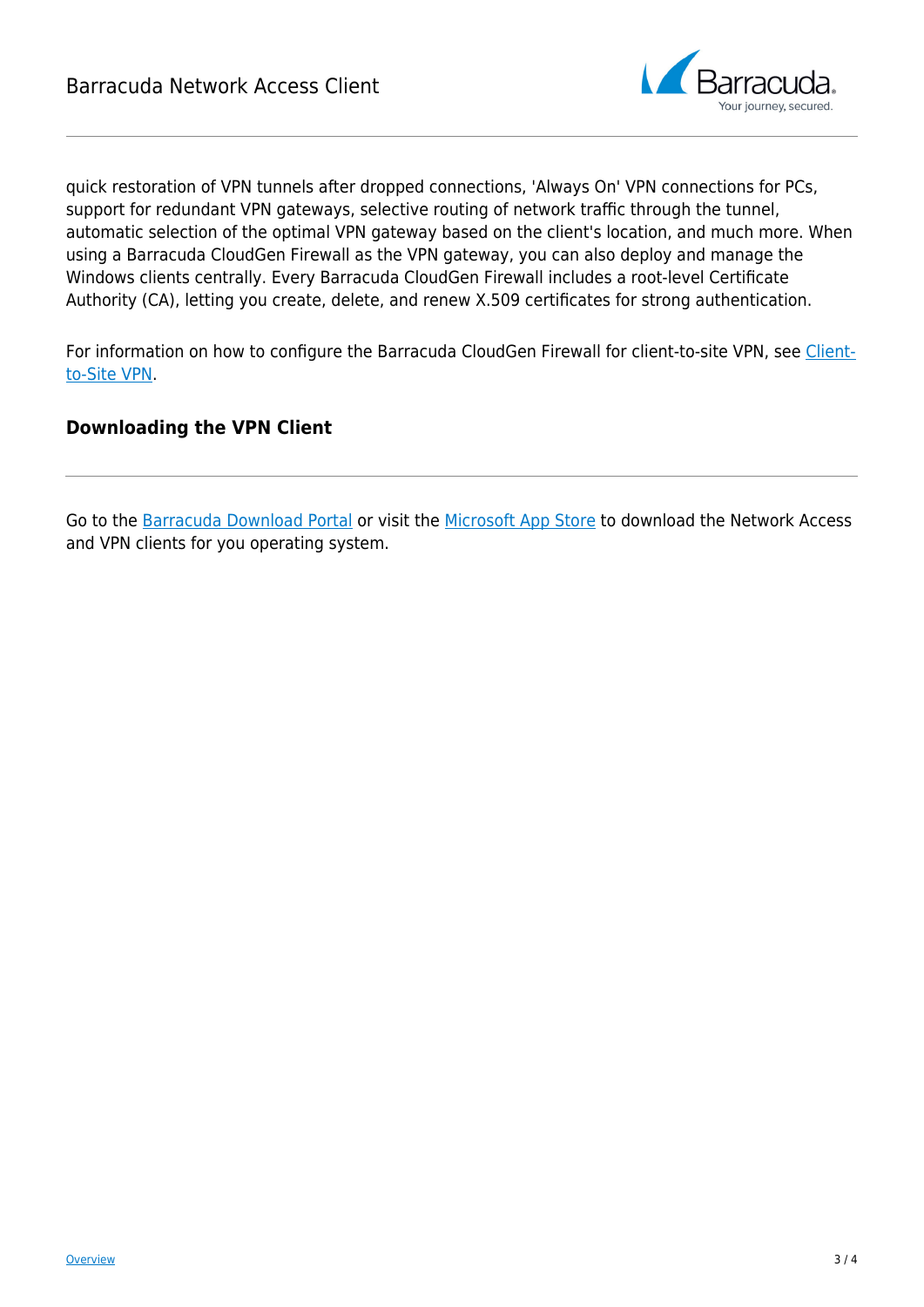quick restoration of VPN tunnels after dropped connections, 'Always On' VPN connections for PCs, support for redundant VPN gateways, selective routing of network traffic through the tunnel, automatic selection of the optimal VPN gateway based on the client's location, and much more. When using a Barracuda CloudGen Firewall as the VPN gateway, you can also deploy and manage the Windows clients centrally. Every Barracuda CloudGen Firewall includes a root-level Certificate Authority (CA), letting you create, delete, and renew X.509 certificates for strong authentication.

For information on how to configure the Barracuda CloudGen Firewall for client-to-site VPN, see Client-to-Site VPN.

### Downloading the VPN Client

Go to the Barracuda Download Portal or visit the Microsoft App Store to download the Network Access and VPN clients for you operating system.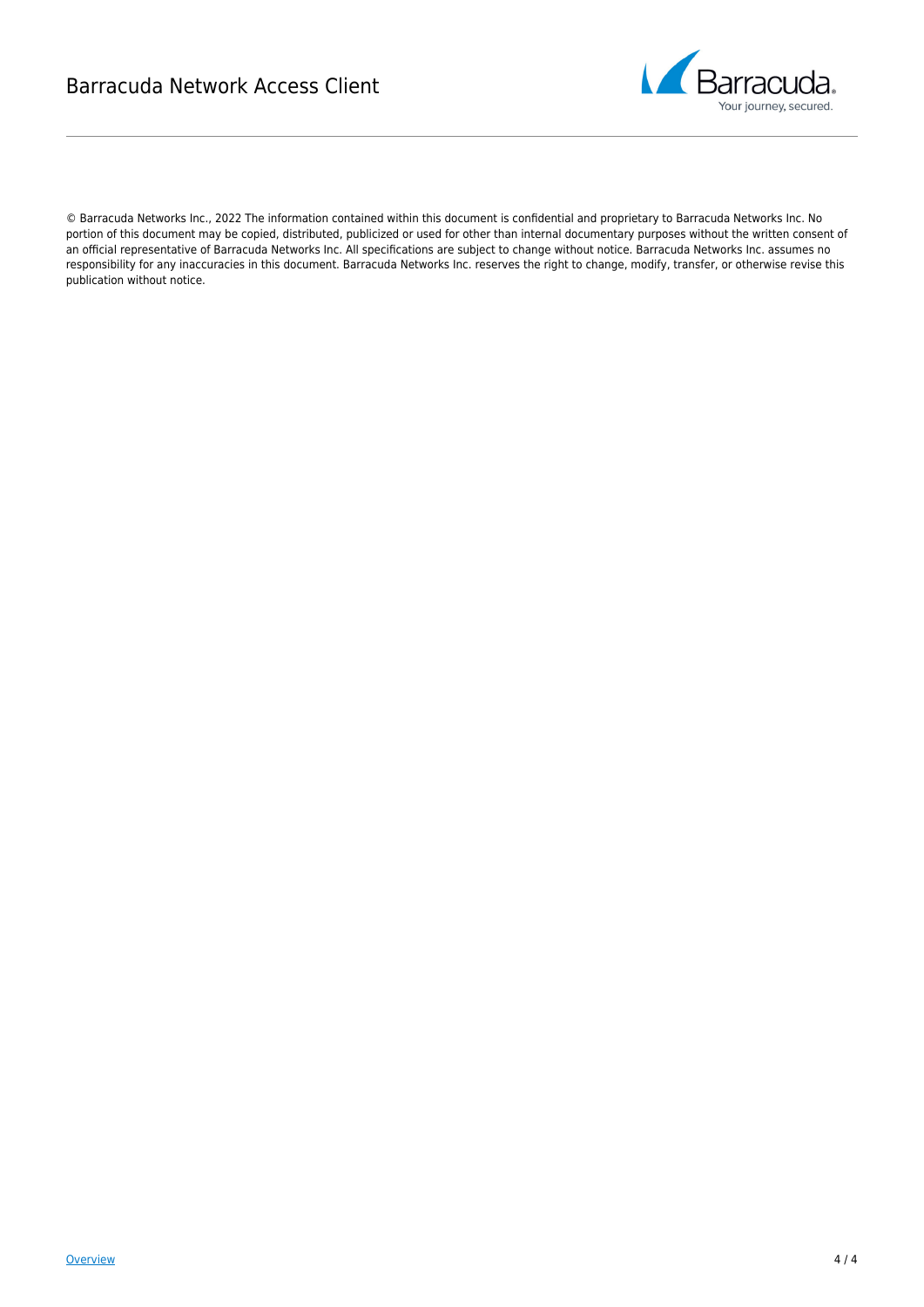© Barracuda Networks Inc., 2022 The information contained within this document is confidential and proprietary to Barracuda Networks Inc. No portion of this document may be copied, distributed, publicized or used for other than internal documentary purposes without the written consent of an official representative of Barracuda Networks Inc. All specifications are subject to change without notice. Barracuda Networks Inc. assumes no responsibility for any inaccuracies in this document. Barracuda Networks Inc. reserves the right to change, modify, transfer, or otherwise revise this publication without notice.